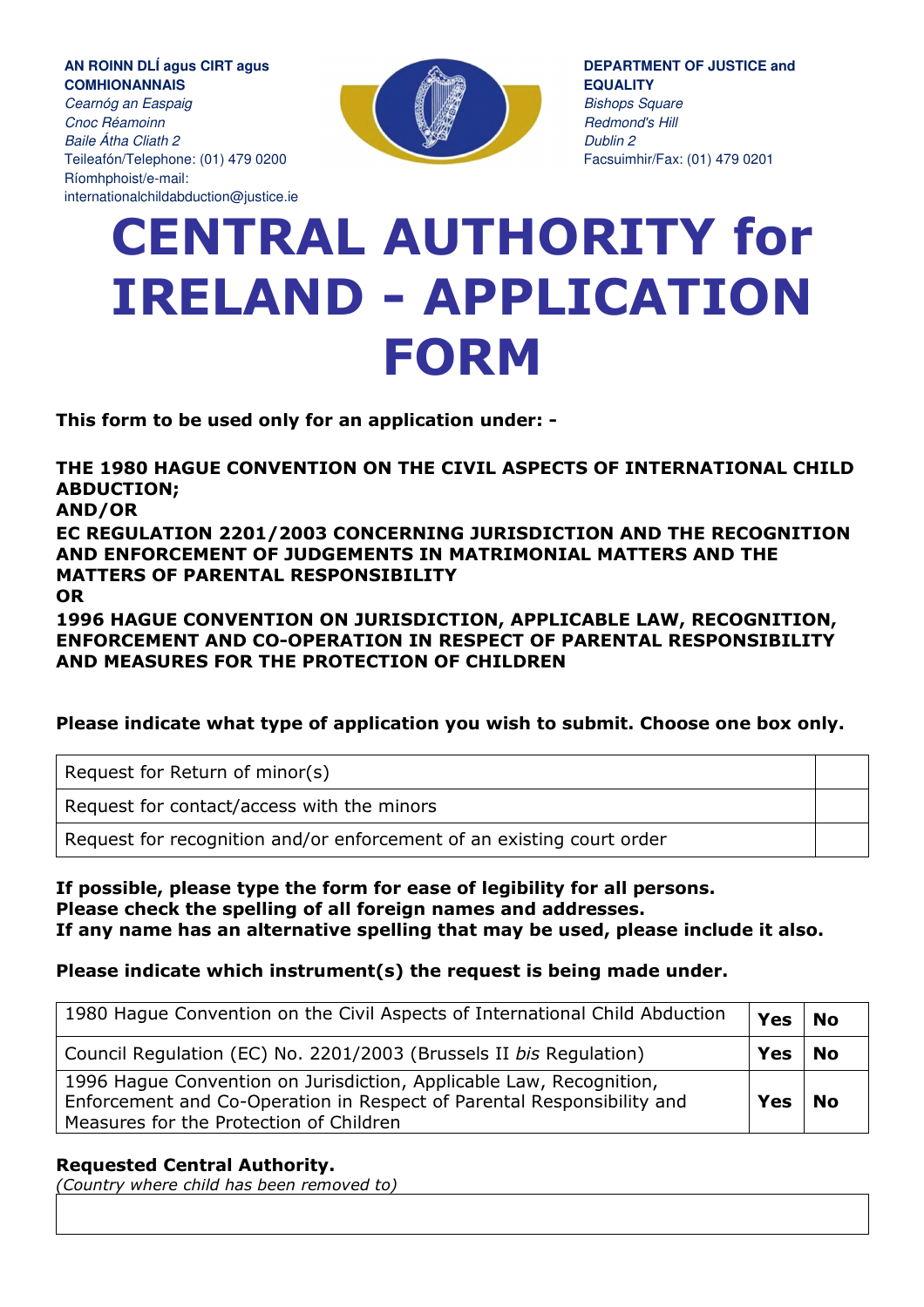**AN ROINN DLÍ agus CIRT agus COMHIONANNAIS**
*Cearnóg an Easpaig*
*Cnoc Réamoinn*
*Baile Átha Cliath 2*
Teileafón/Telephone: (01) 479 0200
Ríomhphoist/e-mail: internationalchildabduction@justice.ie

**DEPARTMENT OF JUSTICE and EQUALITY**
*Bishops Square*
*Redmond's Hill*
*Dublin 2*
Facsuimhir/Fax: (01) 479 0201

# CENTRAL AUTHORITY for IRELAND - APPLICATION FORM

**This form to be used only for an application under: -**

**THE 1980 HAGUE CONVENTION ON THE CIVIL ASPECTS OF INTERNATIONAL CHILD ABDUCTION;**
**AND/OR**
**EC REGULATION 2201/2003 CONCERNING JURISDICTION AND THE RECOGNITION AND ENFORCEMENT OF JUDGEMENTS IN MATRIMONIAL MATTERS AND THE MATTERS OF PARENTAL RESPONSIBILITY**
**OR**
**1996 HAGUE CONVENTION ON JURISDICTION, APPLICABLE LAW, RECOGNITION, ENFORCEMENT AND CO-OPERATION IN RESPECT OF PARENTAL RESPONSIBILITY AND MEASURES FOR THE PROTECTION OF CHILDREN**

**Please indicate what type of application you wish to submit. Choose one box only.**

| | |
|---|---|
| Request for Return of minor(s) | |
| Request for contact/access with the minors | |
| Request for recognition and/or enforcement of an existing court order | |

**If possible, please type the form for ease of legibility for all persons.**
**Please check the spelling of all foreign names and addresses.**
**If any name has an alternative spelling that may be used, please include it also.**

**Please indicate which instrument(s) the request is being made under.**

| | | |
|---|---|---|
| 1980 Hague Convention on the Civil Aspects of International Child Abduction | **Yes** | **No** |
| Council Regulation (EC) No. 2201/2003 (Brussels II *bis* Regulation) | **Yes** | **No** |
| 1996 Hague Convention on Jurisdiction, Applicable Law, Recognition, Enforcement and Co-Operation in Respect of Parental Responsibility and Measures for the Protection of Children | **Yes** | **No** |

**Requested Central Authority.**
*(Country where child has been removed to)*

| |
|---|
| |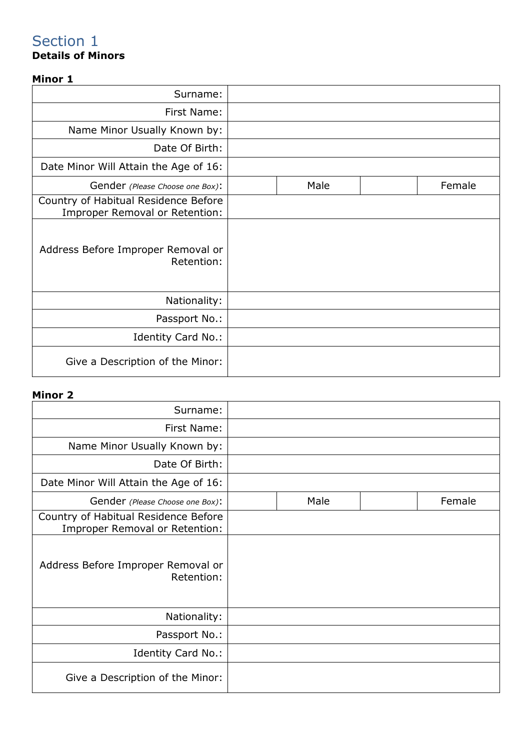## Section 1

**Details of Minors**

**Minor 1**

| | | | | |
|---|---|---|---|---|
| Surname: | | | | |
| First Name: | | | | |
| Name Minor Usually Known by: | | | | |
| Date Of Birth: | | | | |
| Date Minor Will Attain the Age of 16: | | | | |
| Gender *(Please Choose one Box)*: | | Male | | Female |
| Country of Habitual Residence Before Improper Removal or Retention: | | | | |
| Address Before Improper Removal or Retention: | | | | |
| Nationality: | | | | |
| Passport No.: | | | | |
| Identity Card No.: | | | | |
| Give a Description of the Minor: | | | | |

**Minor 2**

| | | | | |
|---|---|---|---|---|
| Surname: | | | | |
| First Name: | | | | |
| Name Minor Usually Known by: | | | | |
| Date Of Birth: | | | | |
| Date Minor Will Attain the Age of 16: | | | | |
| Gender *(Please Choose one Box)*: | | Male | | Female |
| Country of Habitual Residence Before Improper Removal or Retention: | | | | |
| Address Before Improper Removal or Retention: | | | | |
| Nationality: | | | | |
| Passport No.: | | | | |
| Identity Card No.: | | | | |
| Give a Description of the Minor: | | | | |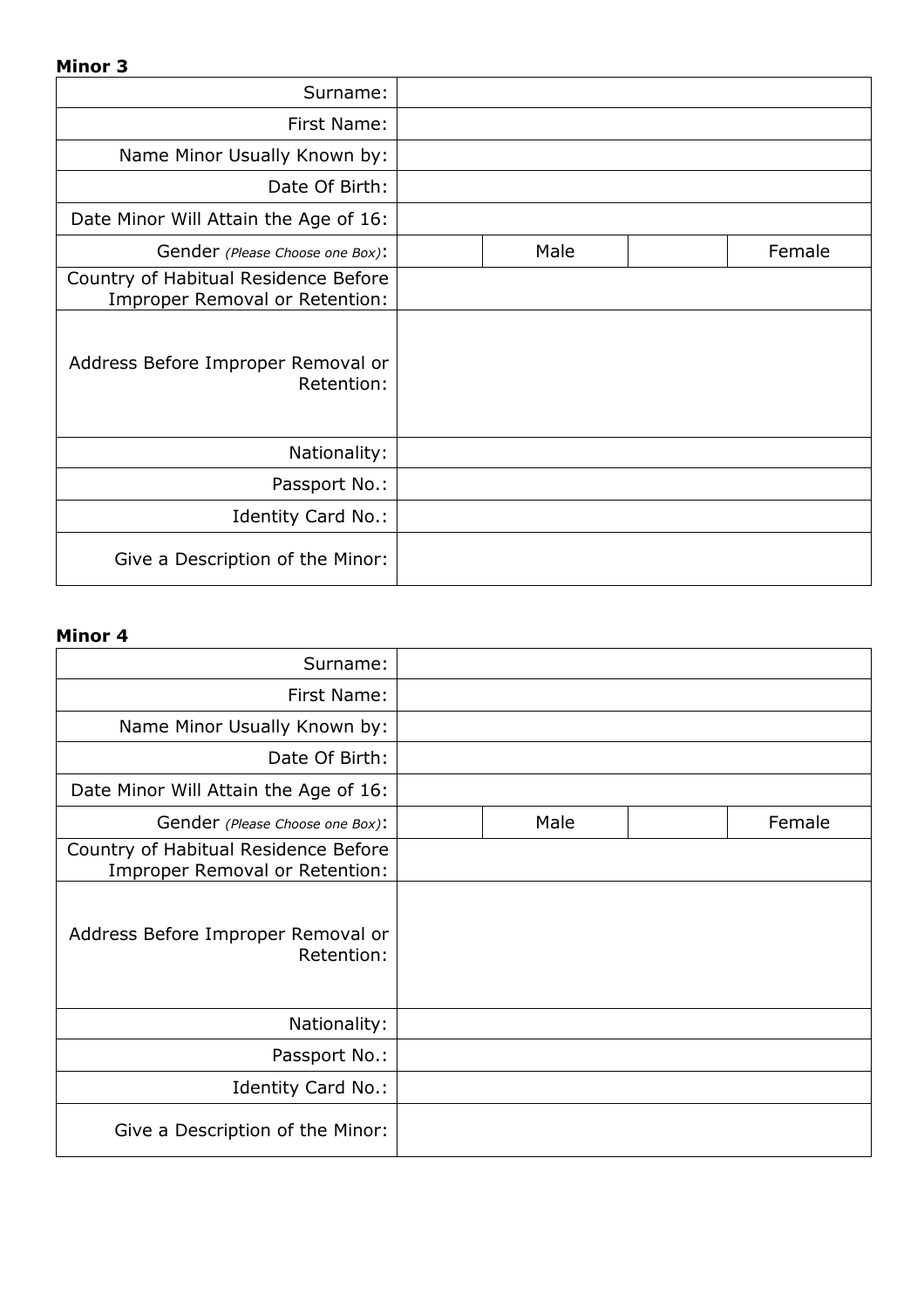**Minor 3**

| | | | | |
|---|---|---|---|---|
| Surname: | | | | |
| First Name: | | | | |
| Name Minor Usually Known by: | | | | |
| Date Of Birth: | | | | |
| Date Minor Will Attain the Age of 16: | | | | |
| Gender *(Please Choose one Box)*: | | Male | | Female |
| Country of Habitual Residence Before Improper Removal or Retention: | | | | |
| Address Before Improper Removal or Retention: | | | | |
| Nationality: | | | | |
| Passport No.: | | | | |
| Identity Card No.: | | | | |
| Give a Description of the Minor: | | | | |

**Minor 4**

| | | | | |
|---|---|---|---|---|
| Surname: | | | | |
| First Name: | | | | |
| Name Minor Usually Known by: | | | | |
| Date Of Birth: | | | | |
| Date Minor Will Attain the Age of 16: | | | | |
| Gender *(Please Choose one Box)*: | | Male | | Female |
| Country of Habitual Residence Before Improper Removal or Retention: | | | | |
| Address Before Improper Removal or Retention: | | | | |
| Nationality: | | | | |
| Passport No.: | | | | |
| Identity Card No.: | | | | |
| Give a Description of the Minor: | | | | |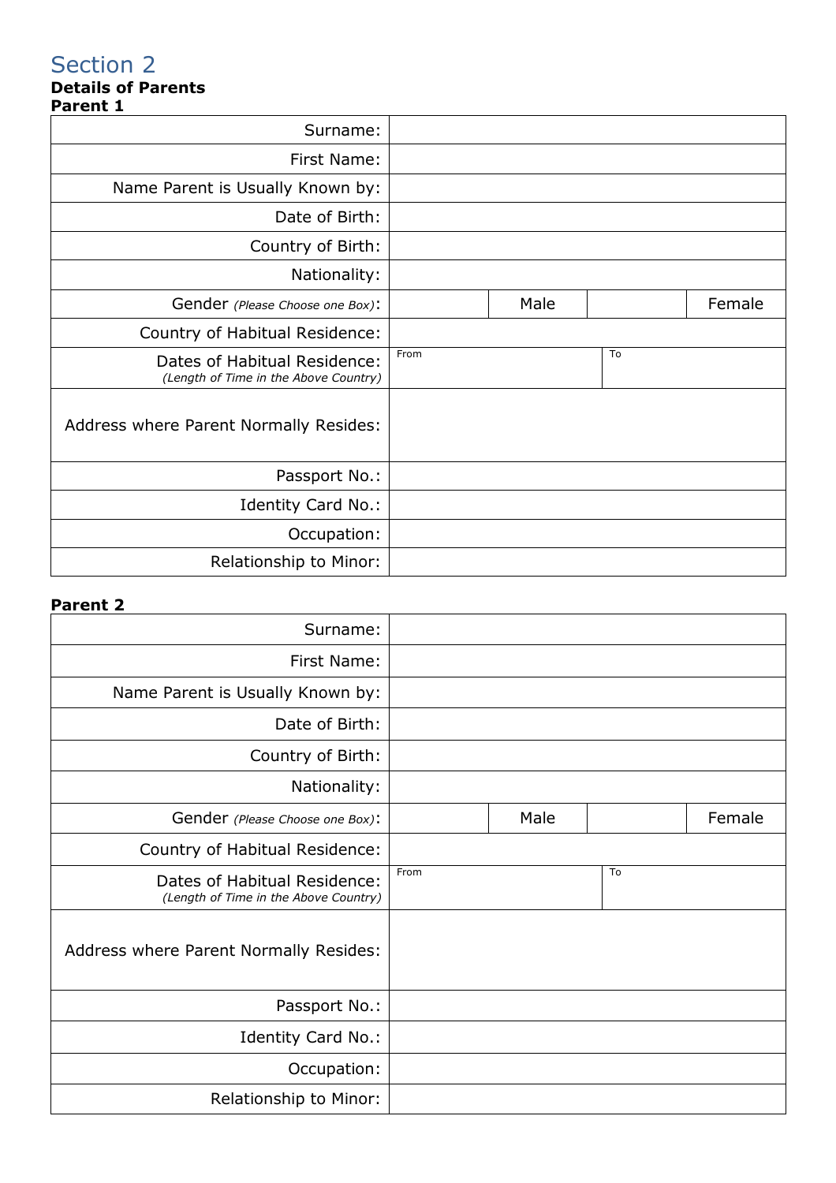## Section 2

**Details of Parents**

**Parent 1**

| | | | | |
|---|---|---|---|---|
| Surname: | | | | |
| First Name: | | | | |
| Name Parent is Usually Known by: | | | | |
| Date of Birth: | | | | |
| Country of Birth: | | | | |
| Nationality: | | | | |
| Gender *(Please Choose one Box)*: | | Male | | Female |
| Country of Habitual Residence: | | | | |
| Dates of Habitual Residence: *(Length of Time in the Above Country)* | From | | To | |
| Address where Parent Normally Resides: | | | | |
| Passport No.: | | | | |
| Identity Card No.: | | | | |
| Occupation: | | | | |
| Relationship to Minor: | | | | |

**Parent 2**

| | | | | |
|---|---|---|---|---|
| Surname: | | | | |
| First Name: | | | | |
| Name Parent is Usually Known by: | | | | |
| Date of Birth: | | | | |
| Country of Birth: | | | | |
| Nationality: | | | | |
| Gender *(Please Choose one Box)*: | | Male | | Female |
| Country of Habitual Residence: | | | | |
| Dates of Habitual Residence: *(Length of Time in the Above Country)* | From | | To | |
| Address where Parent Normally Resides: | | | | |
| Passport No.: | | | | |
| Identity Card No.: | | | | |
| Occupation: | | | | |
| Relationship to Minor: | | | | |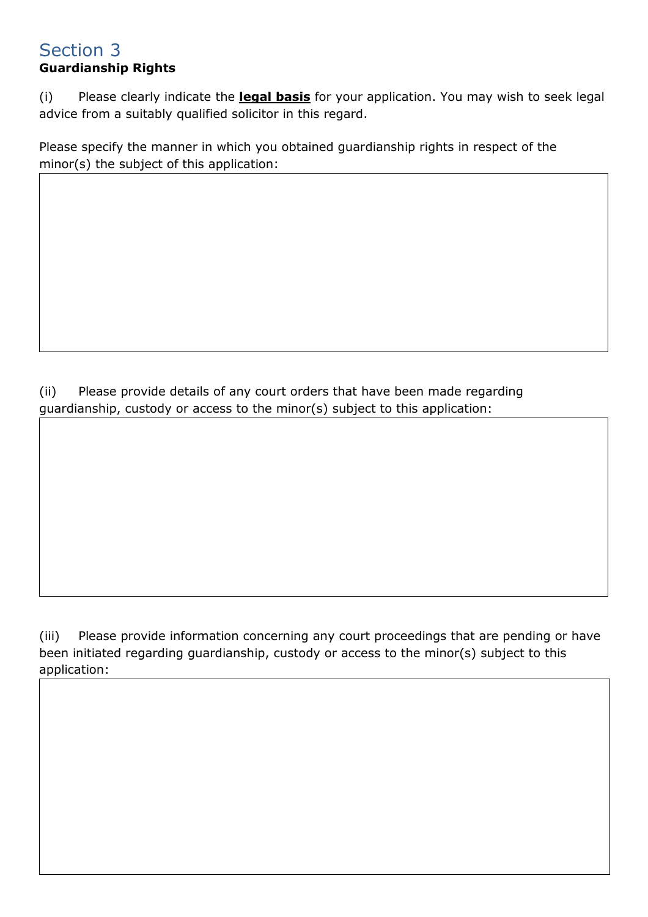## Section 3

**Guardianship Rights**

(i) Please clearly indicate the **legal basis** for your application. You may wish to seek legal advice from a suitably qualified solicitor in this regard.

Please specify the manner in which you obtained guardianship rights in respect of the minor(s) the subject of this application:

(ii) Please provide details of any court orders that have been made regarding guardianship, custody or access to the minor(s) subject to this application:

(iii) Please provide information concerning any court proceedings that are pending or have been initiated regarding guardianship, custody or access to the minor(s) subject to this application: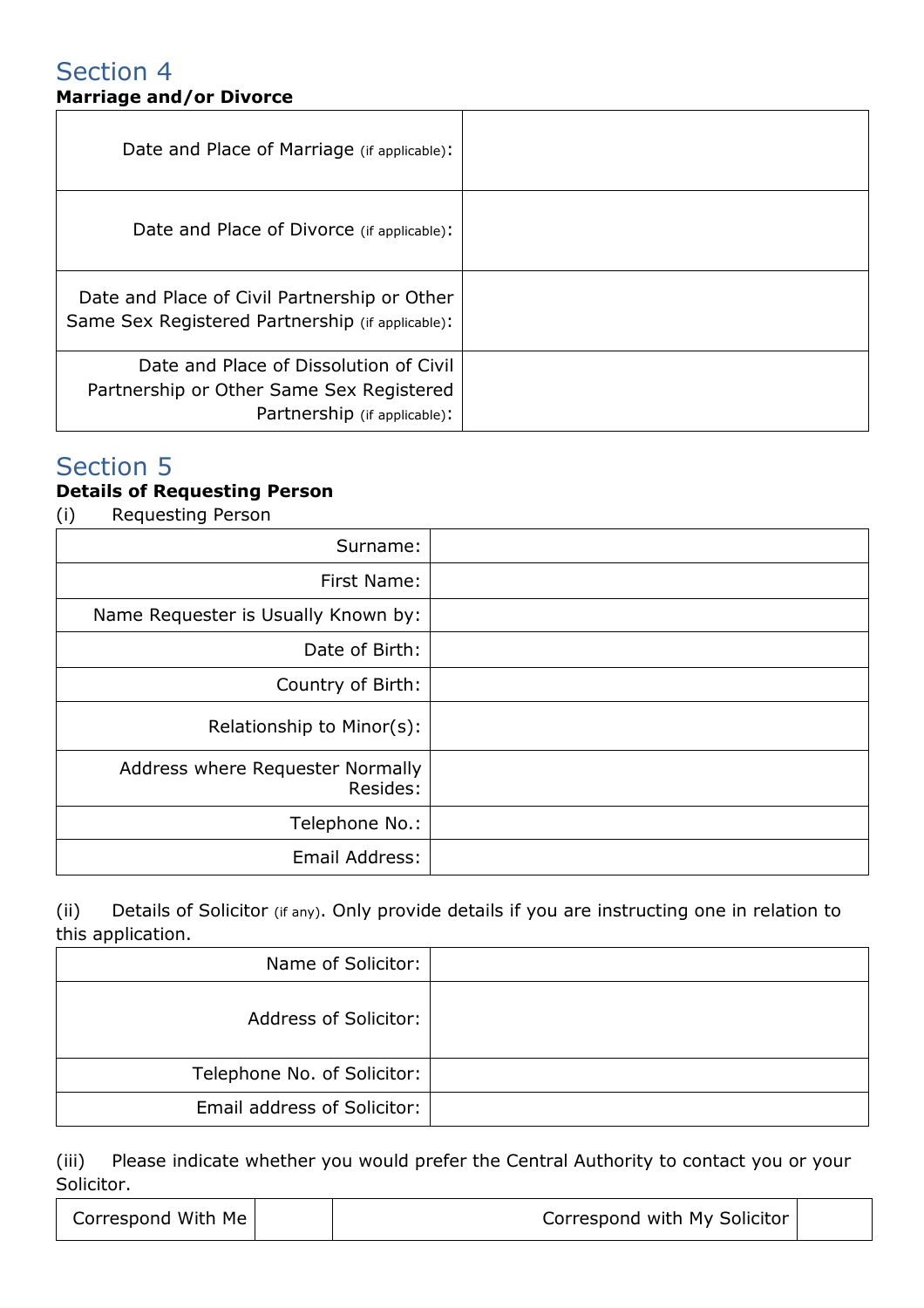## Section 4

**Marriage and/or Divorce**

| | |
|---|---|
| Date and Place of Marriage (if applicable): | |
| Date and Place of Divorce (if applicable): | |
| Date and Place of Civil Partnership or Other Same Sex Registered Partnership (if applicable): | |
| Date and Place of Dissolution of Civil Partnership or Other Same Sex Registered Partnership (if applicable): | |

## Section 5

**Details of Requesting Person**

(i) Requesting Person

| | |
|---|---|
| Surname: | |
| First Name: | |
| Name Requester is Usually Known by: | |
| Date of Birth: | |
| Country of Birth: | |
| Relationship to Minor(s): | |
| Address where Requester Normally Resides: | |
| Telephone No.: | |
| Email Address: | |

(ii) Details of Solicitor (if any). Only provide details if you are instructing one in relation to this application.

| | |
|---|---|
| Name of Solicitor: | |
| Address of Solicitor: | |
| Telephone No. of Solicitor: | |
| Email address of Solicitor: | |

(iii) Please indicate whether you would prefer the Central Authority to contact you or your Solicitor.

| | | | |
|---|---|---|---|
| Correspond With Me | | Correspond with My Solicitor | |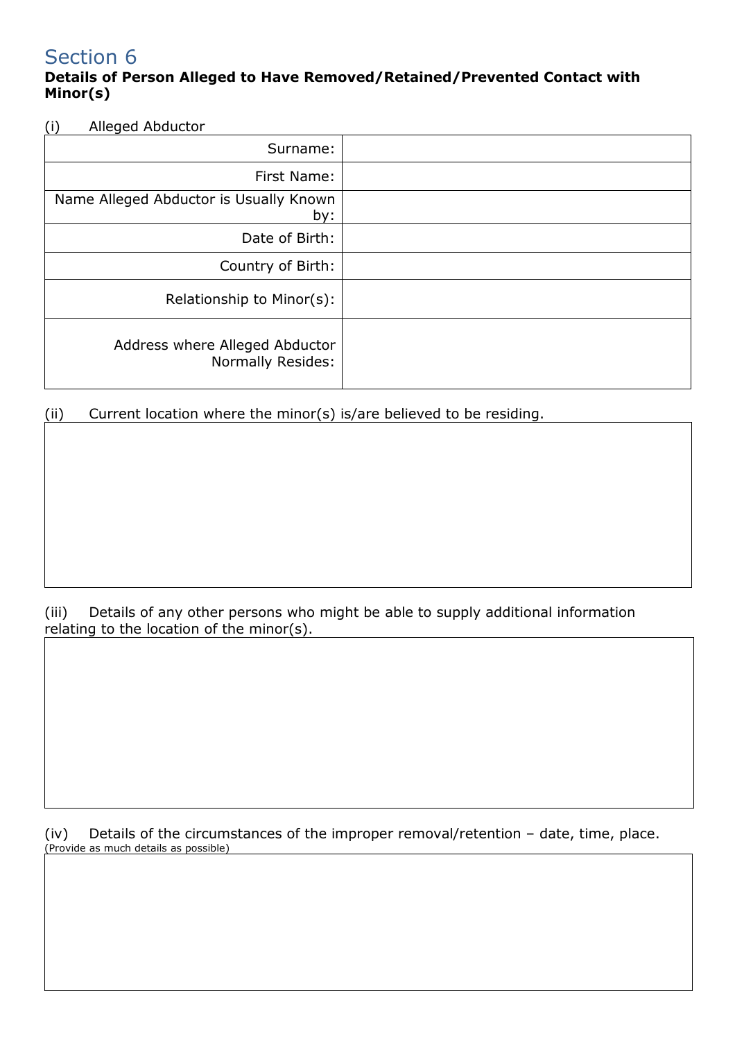# Section 6

**Details of Person Alleged to Have Removed/Retained/Prevented Contact with Minor(s)**

(i) Alleged Abductor

| | |
|---|---|
| Surname: | |
| First Name: | |
| Name Alleged Abductor is Usually Known by: | |
| Date of Birth: | |
| Country of Birth: | |
| Relationship to Minor(s): | |
| Address where Alleged Abductor Normally Resides: | |

(ii) Current location where the minor(s) is/are believed to be residing.

| |
|---|
| |

(iii) Details of any other persons who might be able to supply additional information relating to the location of the minor(s).

| |
|---|
| |

(iv) Details of the circumstances of the improper removal/retention – date, time, place. (Provide as much details as possible)

| |
|---|
| |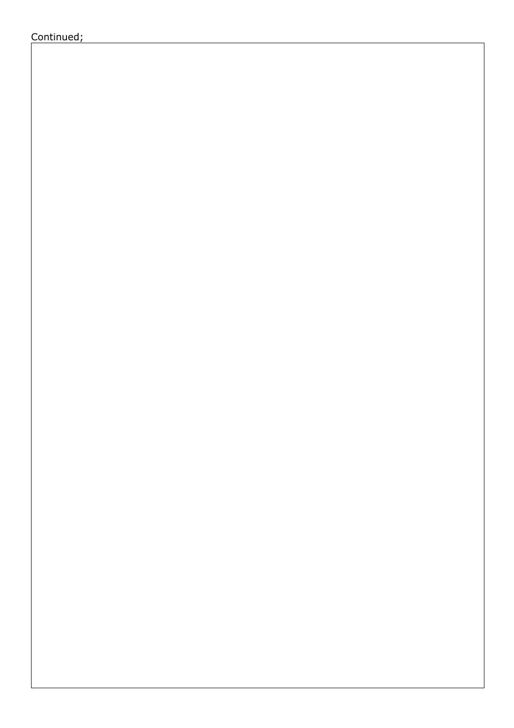Continued;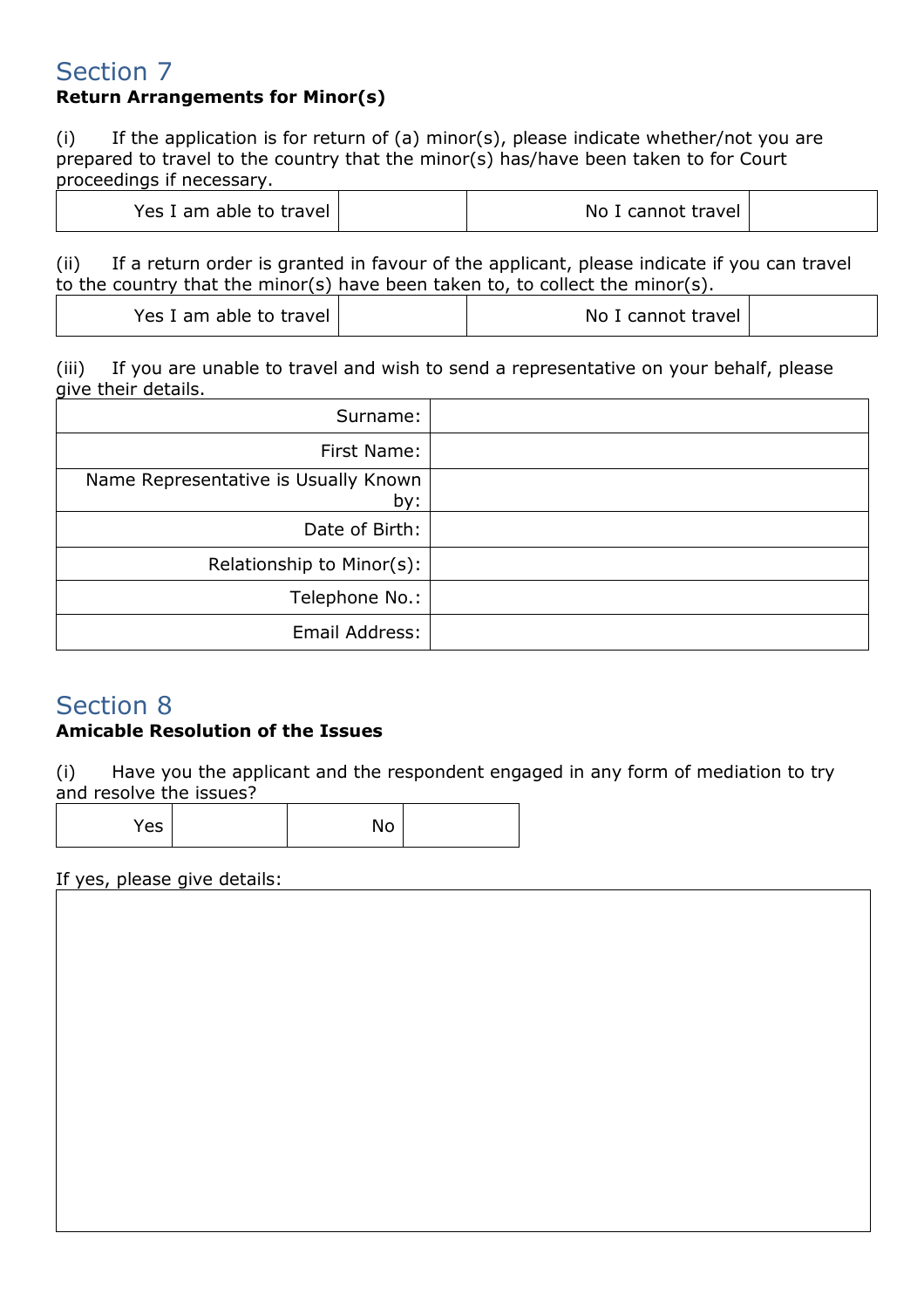## Section 7

**Return Arrangements for Minor(s)**

(i) If the application is for return of (a) minor(s), please indicate whether/not you are prepared to travel to the country that the minor(s) has/have been taken to for Court proceedings if necessary.

| Yes I am able to travel | | No I cannot travel | |
|---|---|---|---|

(ii) If a return order is granted in favour of the applicant, please indicate if you can travel to the country that the minor(s) have been taken to, to collect the minor(s).

| Yes I am able to travel | | No I cannot travel | |
|---|---|---|---|

(iii) If you are unable to travel and wish to send a representative on your behalf, please give their details.

| | |
|---|---|
| Surname: | |
| First Name: | |
| Name Representative is Usually Known by: | |
| Date of Birth: | |
| Relationship to Minor(s): | |
| Telephone No.: | |
| Email Address: | |

## Section 8

**Amicable Resolution of the Issues**

(i) Have you the applicant and the respondent engaged in any form of mediation to try and resolve the issues?

| Yes | | No | |
|---|---|---|---|

If yes, please give details:

| |
|---|
| |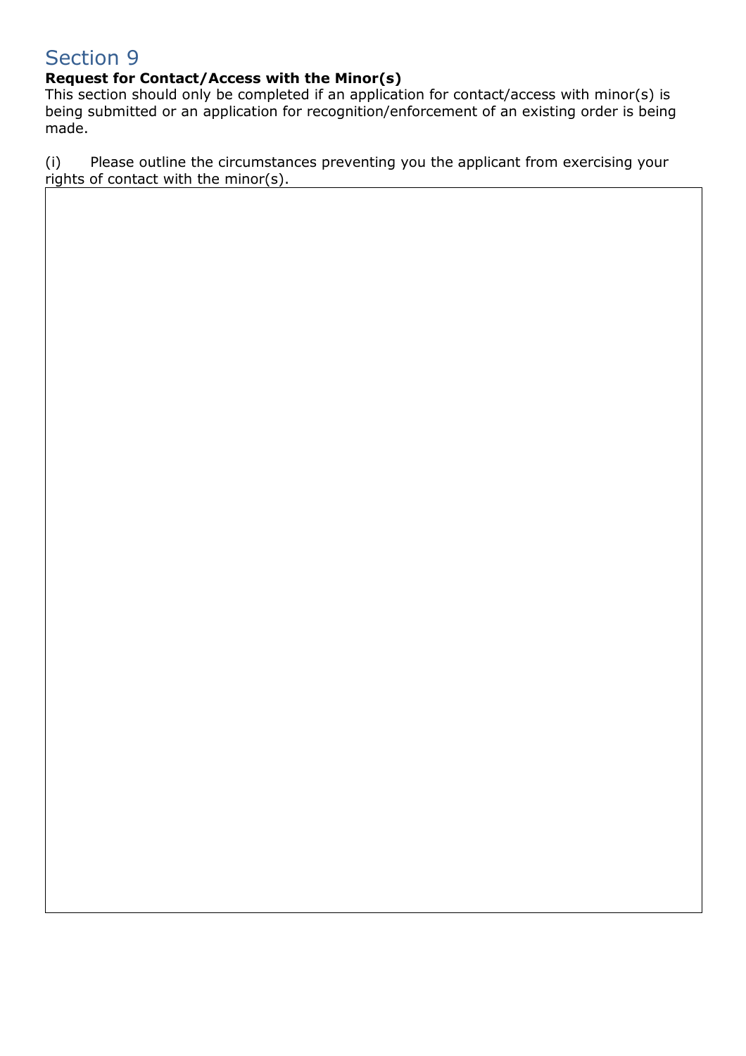# Section 9

**Request for Contact/Access with the Minor(s)**

This section should only be completed if an application for contact/access with minor(s) is being submitted or an application for recognition/enforcement of an existing order is being made.

(i) Please outline the circumstances preventing you the applicant from exercising your rights of contact with the minor(s).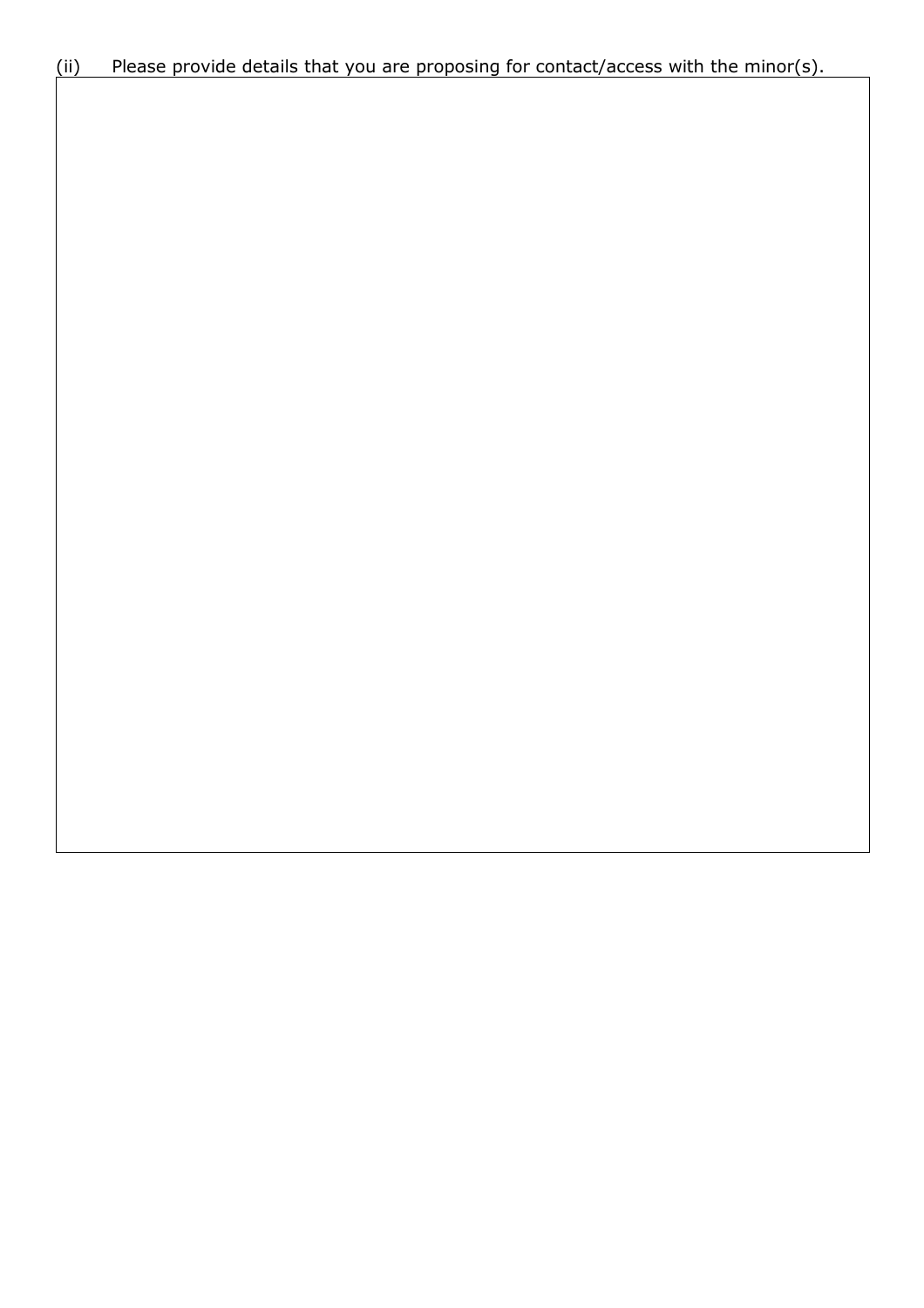(ii) Please provide details that you are proposing for contact/access with the minor(s).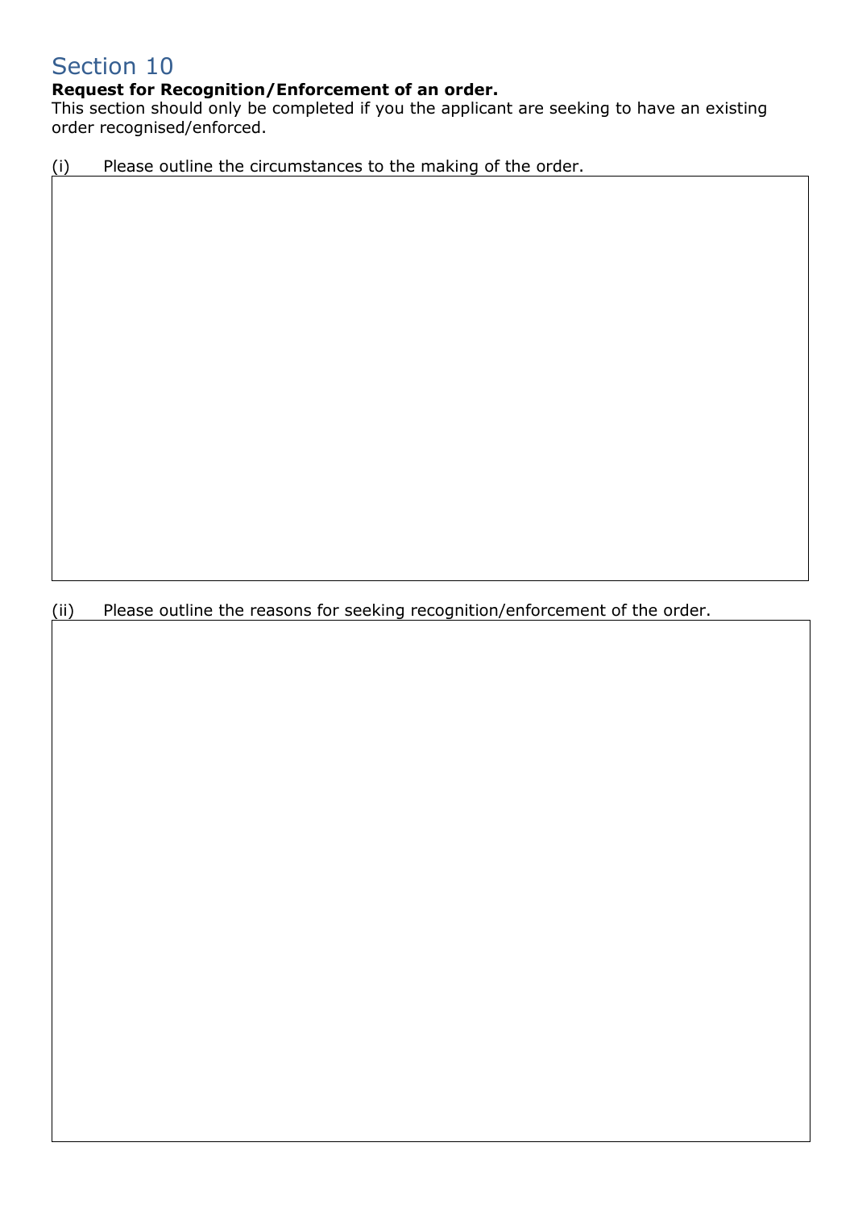## Section 10

**Request for Recognition/Enforcement of an order.**
This section should only be completed if you the applicant are seeking to have an existing order recognised/enforced.

(i) Please outline the circumstances to the making of the order.

| |
|---|
| |

(ii) Please outline the reasons for seeking recognition/enforcement of the order.

| |
|---|
| |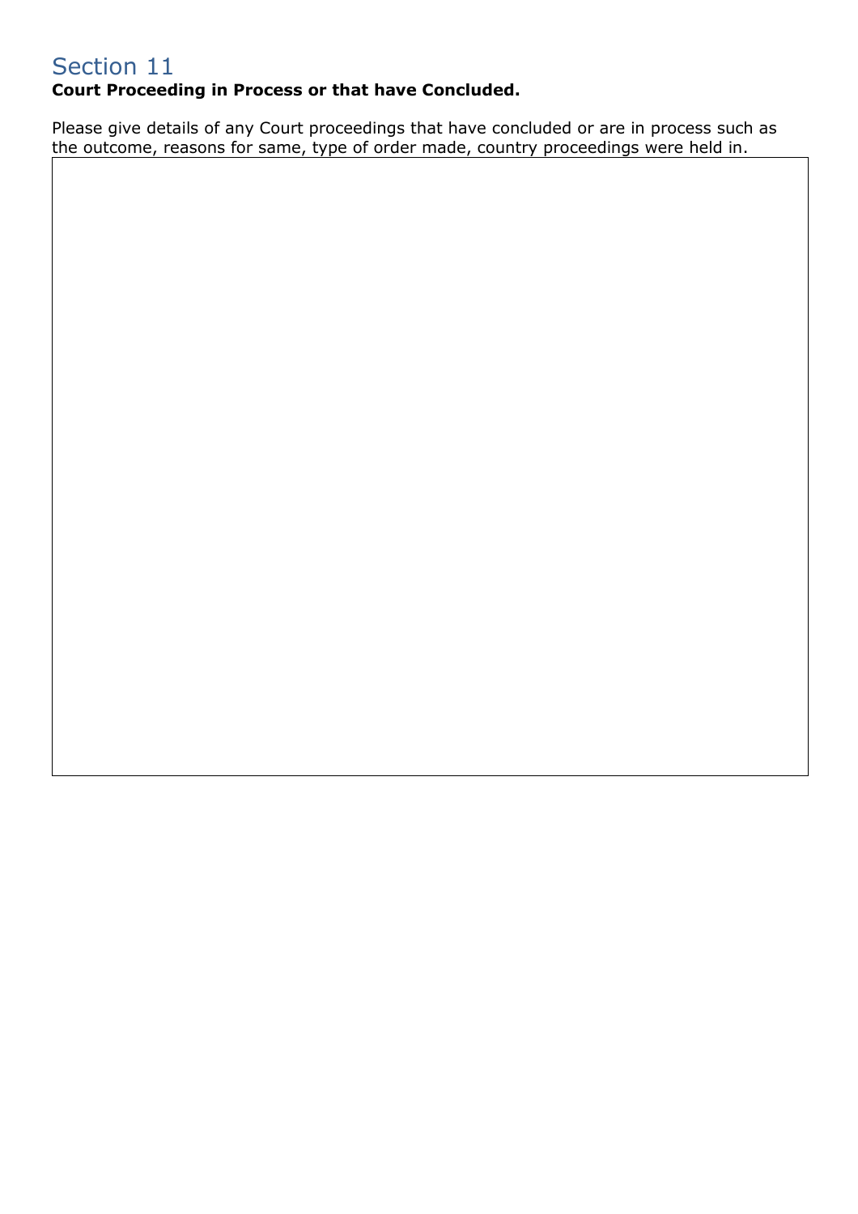# Section 11

**Court Proceeding in Process or that have Concluded.**

Please give details of any Court proceedings that have concluded or are in process such as the outcome, reasons for same, type of order made, country proceedings were held in.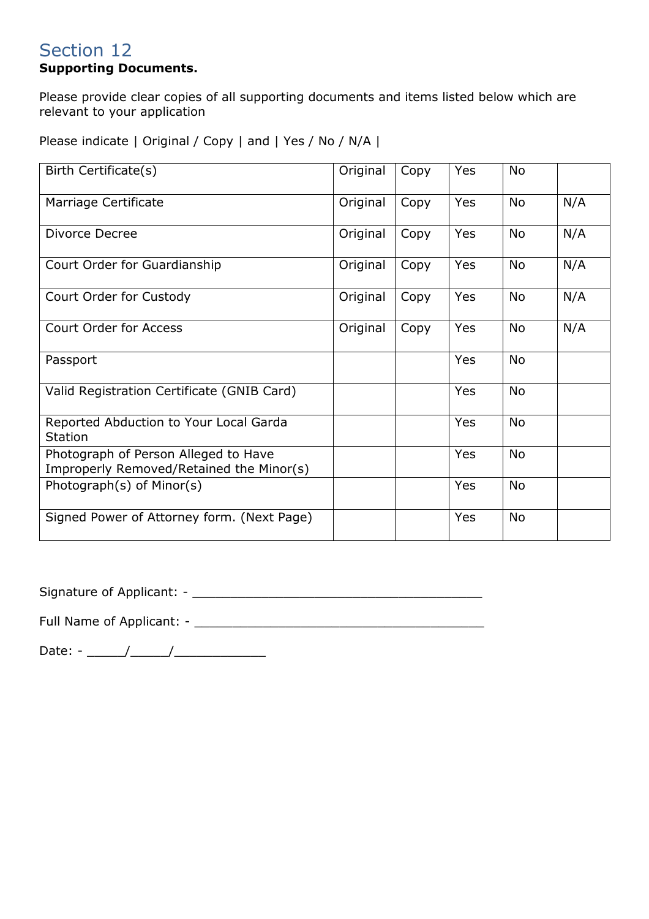# Section 12

**Supporting Documents.**

Please provide clear copies of all supporting documents and items listed below which are relevant to your application

Please indicate | Original / Copy | and | Yes / No / N/A |

| | | | | | |
|---|---|---|---|---|---|
| Birth Certificate(s) | Original | Copy | Yes | No | |
| Marriage Certificate | Original | Copy | Yes | No | N/A |
| Divorce Decree | Original | Copy | Yes | No | N/A |
| Court Order for Guardianship | Original | Copy | Yes | No | N/A |
| Court Order for Custody | Original | Copy | Yes | No | N/A |
| Court Order for Access | Original | Copy | Yes | No | N/A |
| Passport | | | Yes | No | |
| Valid Registration Certificate (GNIB Card) | | | Yes | No | |
| Reported Abduction to Your Local Garda Station | | | Yes | No | |
| Photograph of Person Alleged to Have Improperly Removed/Retained the Minor(s) | | | Yes | No | |
| Photograph(s) of Minor(s) | | | Yes | No | |
| Signed Power of Attorney form. (Next Page) | | | Yes | No | |

Signature of Applicant: - ________________________________________

Full Name of Applicant: - ________________________________________

Date: - _____/_____/____________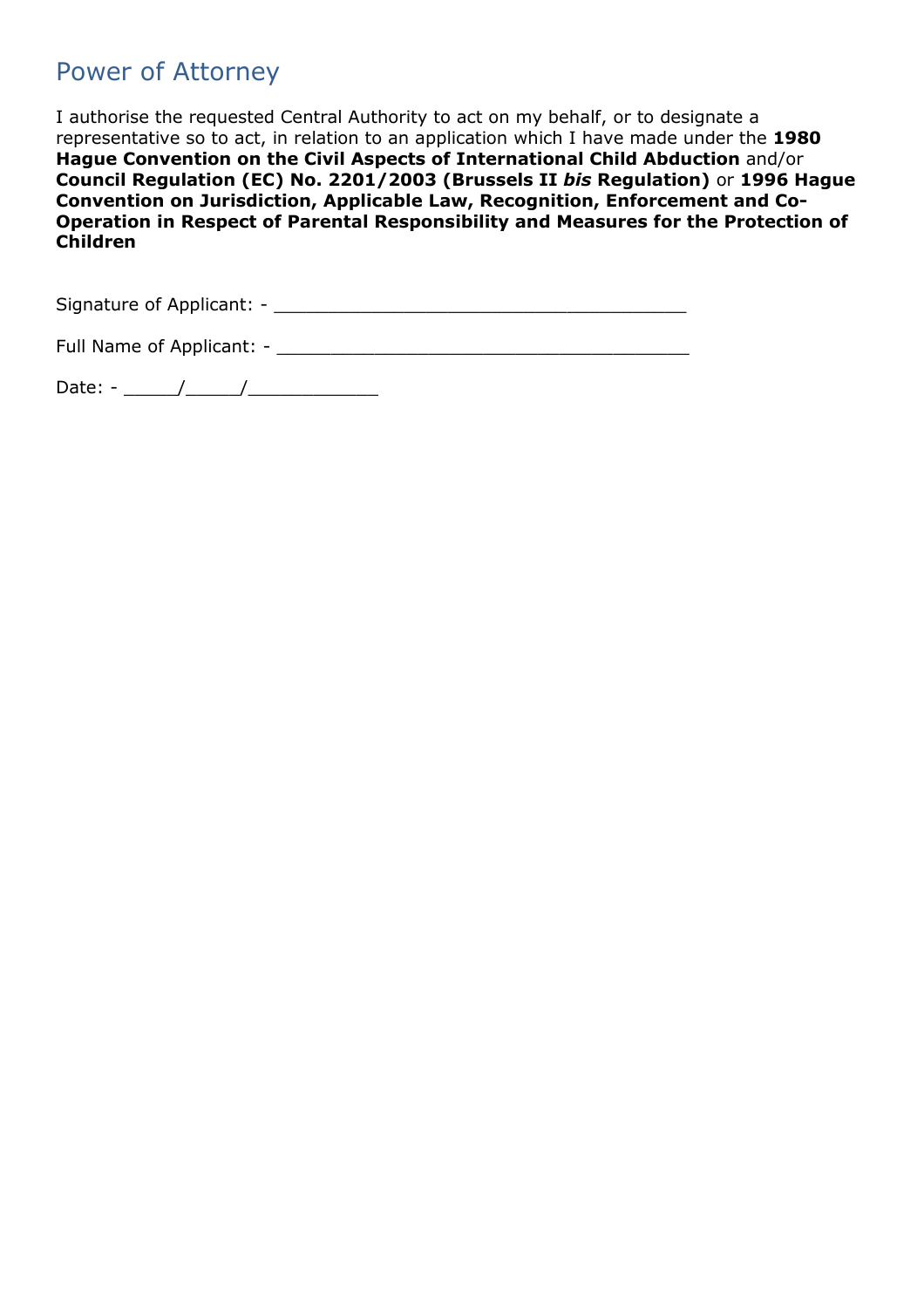# Power of Attorney

I authorise the requested Central Authority to act on my behalf, or to designate a representative so to act, in relation to an application which I have made under the **1980 Hague Convention on the Civil Aspects of International Child Abduction** and/or **Council Regulation (EC) No. 2201/2003 (Brussels II *bis* Regulation)** or **1996 Hague Convention on Jurisdiction, Applicable Law, Recognition, Enforcement and Co-Operation in Respect of Parental Responsibility and Measures for the Protection of Children**

Signature of Applicant: - _______________________________________

Full Name of Applicant: - _______________________________________

Date: - _____/_____/____________